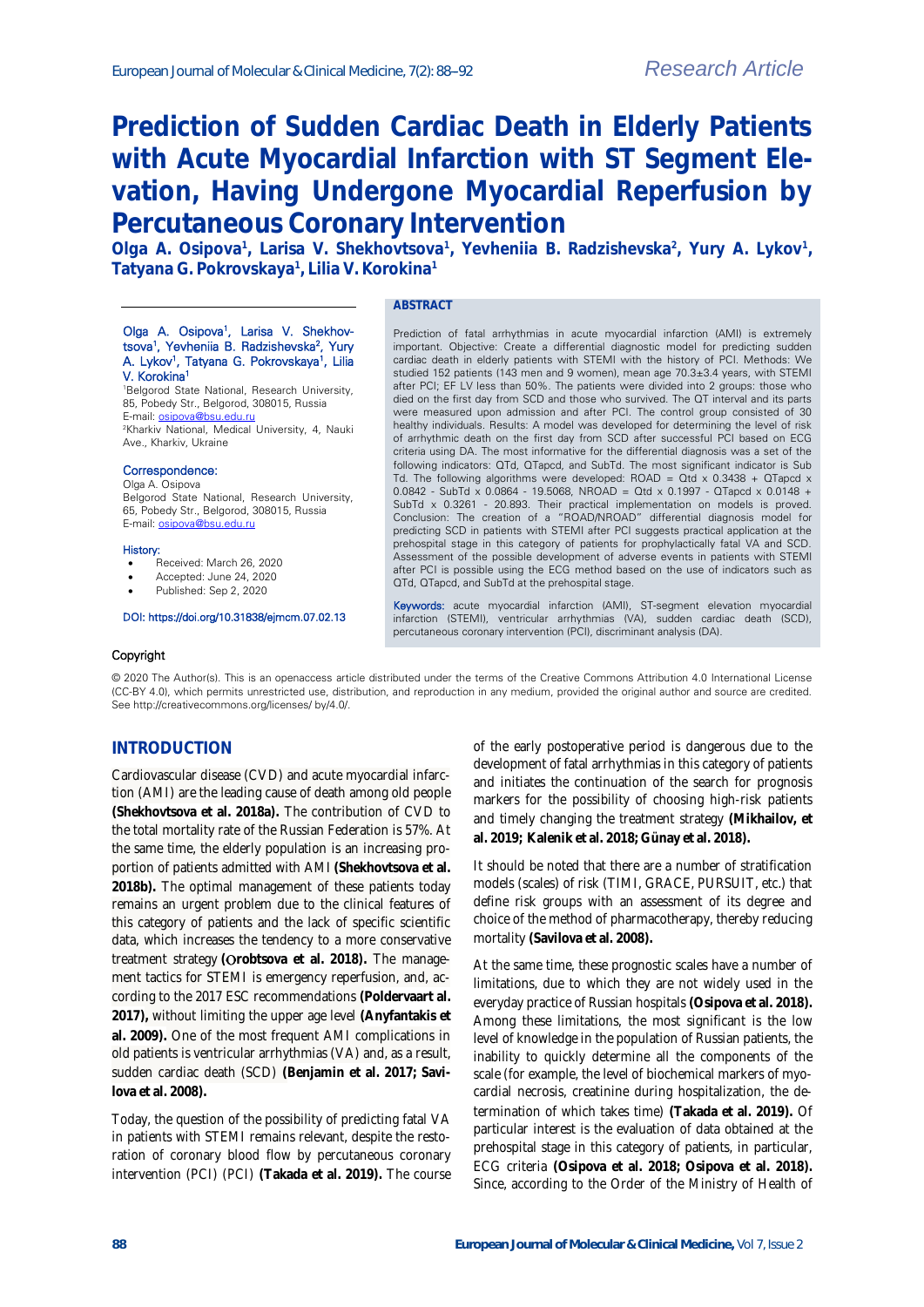Research Article

# Prediction of Sudden Cardiac Death in Elderly Patients with Acute Myocardial Infarction with ST Segment Elevation, Having Undergone Myocardial Reperfusion by Percutaneous Coronary Intervention

**Olga A. Osipova[1], Larisa V. Shekhovtsova[1], Yevheniia B. Radzishevska[2], Yury A. Lykov[1], Tatyana G. Pokrovskaya[1], Lilia V. Korokina[1]**

Olga A. Osipova[1], Larisa V. Shekhovtsova[1], Yevheniia B. Radzishevska[2], Yury A. Lykov[1], Tatyana G. Pokrovskaya[1], Lilia V. Korokina[1]

[1]Belgorod State National, Research University, 85, Pobedy Str., Belgorod, 308015, Russia
E-mail: osipova@bsu.edu.ru
[2]Kharkiv National, Medical University, 4, Nauki Ave., Kharkiv, Ukraine

**Correspondence:**
Olga A. Osipova
Belgorod State National, Research University, 65, Pobedy Str., Belgorod, 308015, Russia
E-mail: osipova@bsu.edu.ru

**History:**

- Received: March 26, 2020
- Accepted: June 24, 2020
- Published: Sep 2, 2020

DOI: https://doi.org/10.31838/ejmcm.07.02.13

## ABSTRACT

Prediction of fatal arrhythmias in acute myocardial infarction (AMI) is extremely important. Objective: Create a differential diagnostic model for predicting sudden cardiac death in elderly patients with STEMI with the history of PCI. Methods: We studied 152 patients (143 men and 9 women), mean age 70.3±3.4 years, with STEMI after PCI; EF LV less than 50%. The patients were divided into 2 groups: those who died on the first day from SCD and those who survived. The QT interval and its parts were measured upon admission and after PCI. The control group consisted of 30 healthy individuals. Results: A model was developed for determining the level of risk of arrhythmic death on the first day from SCD after successful PCI based on ECG criteria using DA. The most informative for the differential diagnosis was a set of the following indicators: QTd, QTapcd, and SubTd. The most significant indicator is Sub Td. The following algorithms were developed: ROAD = Qtd x 0.3438 + QTapcd x 0.0842 - SubTd x 0.0864 - 19.5068, NROAD = Qtd x 0.1997 - QTapcd x 0.0148 + SubTd x 0.3261 - 20.893. Their practical implementation on models is proved. Conclusion: The creation of a "ROAD/NROAD" differential diagnosis model for predicting SCD in patients with STEMI after PCI suggests practical application at the prehospital stage in this category of patients for prophylactically fatal VA and SCD. Assessment of the possible development of adverse events in patients with STEMI after PCI is possible using the ECG method based on the use of indicators such as QTd, QTapcd, and SubTd at the prehospital stage.

**Keywords:** acute myocardial infarction (AMI), ST-segment elevation myocardial infarction (STEMI), ventricular arrhythmias (VA), sudden cardiac death (SCD), percutaneous coronary intervention (PCI), discriminant analysis (DA).

**Copyright**

© 2020 The Author(s). This is an openaccess article distributed under the terms of the Creative Commons Attribution 4.0 International License (CC-BY 4.0), which permits unrestricted use, distribution, and reproduction in any medium, provided the original author and source are credited. See http://creativecommons.org/licenses/ by/4.0/.

## INTRODUCTION

Cardiovascular disease (CVD) and acute myocardial infarction (AMI) are the leading cause of death among old people **(Shekhovtsova et al. 2018a).** The contribution of CVD to the total mortality rate of the Russian Federation is 57%. At the same time, the elderly population is an increasing proportion of patients admitted with AMI **(Shekhovtsova et al. 2018b).** The optimal management of these patients today remains an urgent problem due to the clinical features of this category of patients and the lack of specific scientific data, which increases the tendency to a more conservative treatment strategy **(Оrobtsova et al. 2018).** The management tactics for STEMI is emergency reperfusion, and, according to the 2017 ESC recommendations **(Poldervaart al. 2017),** without limiting the upper age level **(Anyfantakis et al. 2009).** One of the most frequent AMI complications in old patients is ventricular arrhythmias (VA) and, as a result, sudden cardiac death (SCD) **(Benjamin et al. 2017; Savilova et al. 2008).**

Today, the question of the possibility of predicting fatal VA in patients with STEMI remains relevant, despite the restoration of coronary blood flow by percutaneous coronary intervention (PCI) (PCI) **(Takada et al. 2019).** The course of the early postoperative period is dangerous due to the development of fatal arrhythmias in this category of patients and initiates the continuation of the search for prognosis markers for the possibility of choosing high-risk patients and timely changing the treatment strategy **(Mikhailov, et al. 2019; Kalenik et al. 2018; Günay et al. 2018).**

It should be noted that there are a number of stratification models (scales) of risk (TIMI, GRACE, PURSUIT, etc.) that define risk groups with an assessment of its degree and choice of the method of pharmacotherapy, thereby reducing mortality **(Savilova et al. 2008).**

At the same time, these prognostic scales have a number of limitations, due to which they are not widely used in the everyday practice of Russian hospitals **(Osipova et al. 2018).** Among these limitations, the most significant is the low level of knowledge in the population of Russian patients, the inability to quickly determine all the components of the scale (for example, the level of biochemical markers of myocardial necrosis, creatinine during hospitalization, the determination of which takes time) **(Takada et al. 2019).** Of particular interest is the evaluation of data obtained at the prehospital stage in this category of patients, in particular, ECG criteria **(Osipova et al. 2018; Osipova et al. 2018).** Since, according to the Order of the Ministry of Health of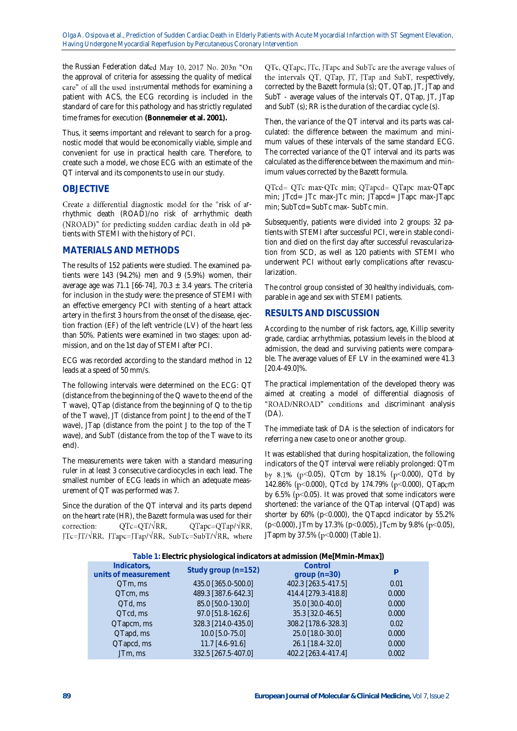the Russian Federation dated May 10, 2017 No. 203n "On the approval of criteria for assessing the quality of medical care" of all the used instrumental methods for examining a patient with ACS, the ECG recording is included in the standard of care for this pathology and has strictly regulated time frames for execution **(Bonnemeier et al. 2001).**

Thus, it seems important and relevant to search for a prognostic model that would be economically viable, simple and convenient for use in practical health care. Therefore, to create such a model, we chose ECG with an estimate of the QT interval and its components to use in our study.

## OBJECTIVE

Create a differential diagnostic model for the "risk of arrhythmic death (ROAD)/no risk of arrhythmic death (NROAD)" for predicting sudden cardiac death in old patients with STEMI with the history of PCI.

## MATERIALS AND METHODS

The results of 152 patients were studied. The examined patients were 143 (94.2%) men and 9 (5.9%) women, their average age was 71.1 [66-74], 70.3 ± 3.4 years. The criteria for inclusion in the study were: the presence of STEMI with an effective emergency PCI with stenting of a heart attack artery in the first 3 hours from the onset of the disease, ejection fraction (EF) of the left ventricle (LV) of the heart less than 50%. Patients were examined in two stages: upon admission, and on the 1st day of STEMI after PCI.

ECG was recorded according to the standard method in 12 leads at a speed of 50 mm/s.

The following intervals were determined on the ECG: QT (distance from the beginning of the Q wave to the end of the T wave), QTap (distance from the beginning of Q to the tip of the T wave), JT (distance from point J to the end of the T wave), JTap (distance from the point J to the top of the T wave), and SubT (distance from the top of the T wave to its end).

The measurements were taken with a standard measuring ruler in at least 3 consecutive cardiocycles in each lead. The smallest number of ECG leads in which an adequate measurement of QT was performed was 7.

Since the duration of the QT interval and its parts depend on the heart rate (HR), the Bazett formula was used for their correction: $QTc=QT/\sqrt{RR}$, $QTapc=QTap/\sqrt{RR}$, $JTc=JT/\sqrt{RR}$, $JTapc=JTap/\sqrt{RR}$, $SubTc=SubT/\sqrt{RR}$, where QTc, QTapc, JTc, JTapc and SubTc are the average values of the intervals QT, QTap, JT, JTap and SubT, respectively, corrected by the Bazett formula (s); QT, QTap, JT, JTap and SubT - average values of the intervals QT, QTap, JT, JTap and SubT (s); RR is the duration of the cardiac cycle (s).

Then, the variance of the QT interval and its parts was calculated: the difference between the maximum and minimum values of these intervals of the same standard ECG. The corrected variance of the QT interval and its parts was calculated as the difference between the maximum and minimum values corrected by the Bazett formula.

QTcd= QTc max-QTc min; QTapcd= QTapc max-QTapc min; JTcd= JTc max-JTc min; JTapcd= JTapc max-JTapc min; SubTcd= SubTc max- SubTc min.

Subsequently, patients were divided into 2 groups: 32 patients with STEMI after successful PCI, were in stable condition and died on the first day after successful revascularization from SCD, as well as 120 patients with STEMI who underwent PCI without early complications after revascularization.

The control group consisted of 30 healthy individuals, comparable in age and sex with STEMI patients.

## RESULTS AND DISCUSSION

According to the number of risk factors, age, Killip severity grade, cardiac arrhythmias, potassium levels in the blood at admission, the dead and surviving patients were comparable. The average values of EF LV in the examined were 41.3 [20.4-49.0]%.

The practical implementation of the developed theory was aimed at creating a model of differential diagnosis of "ROAD/NROAD" conditions and discriminant analysis (DA).

The immediate task of DA is the selection of indicators for referring a new case to one or another group.

It was established that during hospitalization, the following indicators of the QT interval were reliably prolonged: QTm by 8.1% ($p<0.05$), QTcm by 18.1% ($p<0.000$), QTd by 142.86% ($p<0.000$), QTcd by 174.79% ($p<0.000$), QTapcm by 6.5% ($p<0.05$). It was proved that some indicators were shortened: the variance of the QTap interval (QTapd) was shorter by 60% ($p<0.000$), the QTapcd indicator by 55.2% ($p<0.000$), JTm by 17.3% ($p<0.005$), JTcm by 9.8% ($p<0.05$), JTapm by 37.5% ($p<0.000$) (Table 1).

**Table 1: Electric physiological indicators at admission (Me[Mmin-Mmax])**

| Indicators, units of measurement | Study group (n=152) | Control group (n=30) | p |
|---|---|---|---|
| QTm, ms | 435.0 [365.0-500.0] | 402.3 [263.5-417.5] | 0.01 |
| QTcm, ms | 489.3 [387.6-642.3] | 414.4 [279.3-418.8] | 0.000 |
| QTd, ms | 85.0 [50.0-130.0] | 35.0 [30.0-40.0] | 0.000 |
| QTcd, ms | 97.0 [51.8-162.6] | 35.3 [32.0-46.5] | 0.000 |
| QTapcm, ms | 328.3 [214.0-435.0] | 308.2 [178.6-328.3] | 0.02 |
| QTapd, ms | 10.0 [5.0-75.0] | 25.0 [18.0-30.0] | 0.000 |
| QTapcd, ms | 11.7 [4.6-91.6] | 26.1 [18.4-32.0] | 0.000 |
| JTm, ms | 332.5 [267.5-407.0] | 402.2 [263.4-417.4] | 0.002 |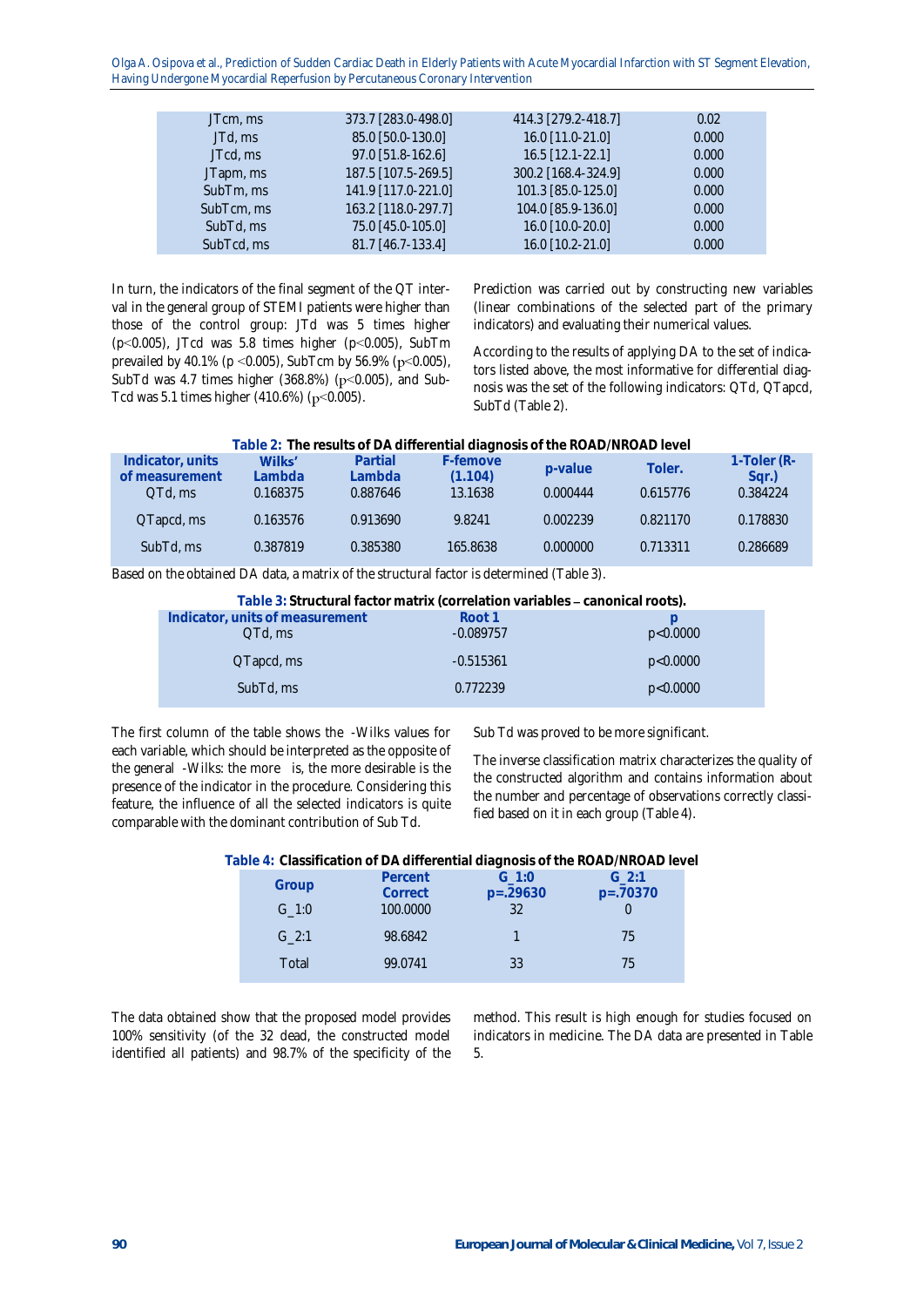| JTcm, ms | 373.7 [283.0-498.0] | 414.3 [279.2-418.7] | 0.02 |
|---|---|---|---|
| JTd, ms | 85.0 [50.0-130.0] | 16.0 [11.0-21.0] | 0.000 |
| JTcd, ms | 97.0 [51.8-162.6] | 16.5 [12.1-22.1] | 0.000 |
| JTapm, ms | 187.5 [107.5-269.5] | 300.2 [168.4-324.9] | 0.000 |
| SubTm, ms | 141.9 [117.0-221.0] | 101.3 [85.0-125.0] | 0.000 |
| SubTcm, ms | 163.2 [118.0-297.7] | 104.0 [85.9-136.0] | 0.000 |
| SubTd, ms | 75.0 [45.0-105.0] | 16.0 [10.0-20.0] | 0.000 |
| SubTcd, ms | 81.7 [46.7-133.4] | 16.0 [10.2-21.0] | 0.000 |

In turn, the indicators of the final segment of the QT interval in the general group of STEMI patients were higher than those of the control group: JTd was 5 times higher ($p<0.005$), JTcd was 5.8 times higher ($p<0.005$), SubTm prevailed by 40.1% ($p<0.005$), SubTcm by 56.9% ($p<0.005$), SubTd was 4.7 times higher (368.8%) ($p<0.005$), and SubTcd was 5.1 times higher (410.6%) ($p<0.005$).

Prediction was carried out by constructing new variables (linear combinations of the selected part of the primary indicators) and evaluating their numerical values.

According to the results of applying DA to the set of indicators listed above, the most informative for differential diagnosis was the set of the following indicators: QTd, QTapcd, SubTd (Table 2).

**Table 2: The results of DA differential diagnosis of the ROAD/NROAD level**

| Indicator, units of measurement | Wilks' Lambda | Partial Lambda | F-femove (1.104) | p-value | Toler. | 1-Toler (R-Sqr.) |
|---|---|---|---|---|---|---|
| QTd, ms | 0.168375 | 0.887646 | 13.1638 | 0.000444 | 0.615776 | 0.384224 |
| QTapcd, ms | 0.163576 | 0.913690 | 9.8241 | 0.002239 | 0.821170 | 0.178830 |
| SubTd, ms | 0.387819 | 0.385380 | 165.8638 | 0.000000 | 0.713311 | 0.286689 |

Based on the obtained DA data, a matrix of the structural factor is determined (Table 3).

**Table 3: Structural factor matrix (correlation variables – canonical roots).**

| Indicator, units of measurement | Root 1 | p |
|---|---|---|
| QTd, ms | -0.089757 | p<0.0000 |
| QTapcd, ms | -0.515361 | p<0.0000 |
| SubTd, ms | 0.772239 | p<0.0000 |

The first column of the table shows the -Wilks values for each variable, which should be interpreted as the opposite of the general -Wilks: the more is, the more desirable is the presence of the indicator in the procedure. Considering this feature, the influence of all the selected indicators is quite comparable with the dominant contribution of Sub Td. Sub Td was proved to be more significant.

The inverse classification matrix characterizes the quality of the constructed algorithm and contains information about the number and percentage of observations correctly classified based on it in each group (Table 4).

**Table 4: Classification of DA differential diagnosis of the ROAD/NROAD level**

| Group | Percent Correct | G_1:0 p=.29630 | G_2:1 p=.70370 |
|---|---|---|---|
| G_1:0 | 100.0000 | 32 | 0 |
| G_2:1 | 98.6842 | 1 | 75 |
| Total | 99.0741 | 33 | 75 |

The data obtained show that the proposed model provides 100% sensitivity (of the 32 dead, the constructed model identified all patients) and 98.7% of the specificity of the method. This result is high enough for studies focused on indicators in medicine. The DA data are presented in Table 5.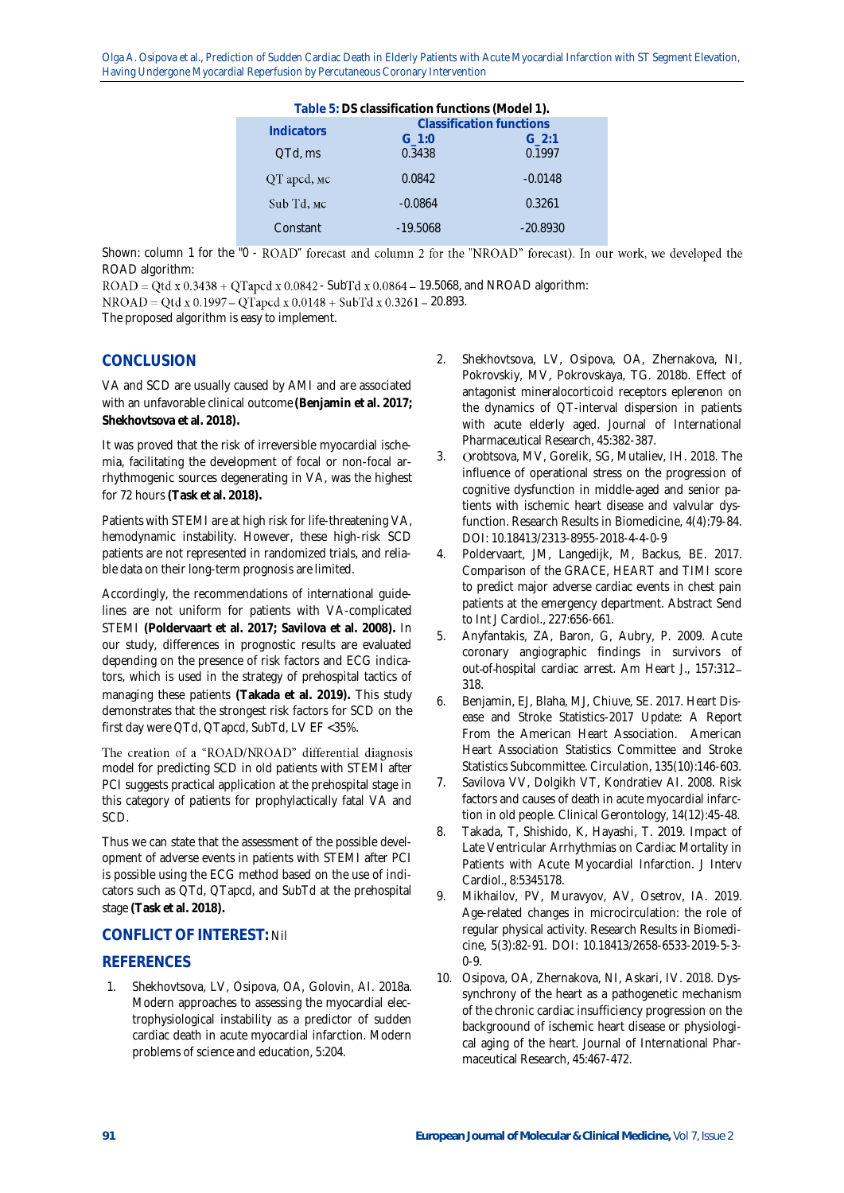**Table 5: DS classification functions (Model 1).**

| Indicators | Classification functions | |
|---|---|---|
| | G_1:0 | G_2:1 |
| QTd, ms | 0.3438 | 0.1997 |
| QT apcd, мс | 0.0842 | -0.0148 |
| Sub Td, мс | -0.0864 | 0.3261 |
| Constant | -19.5068 | -20.8930 |

Shown: column 1 for the "0 - ROAD" forecast and column 2 for the "NROAD" forecast). In our work, we developed the ROAD algorithm:

ROAD = Qtd x 0.3438 + QTapcd x 0.0842 - SubTd x 0.0864 – 19.5068, and NROAD algorithm:

NROAD = Qtd x 0.1997 – QTapcd x 0.0148 + SubTd x 0.3261 – 20.893.

The proposed algorithm is easy to implement.

## CONCLUSION

VA and SCD are usually caused by AMI and are associated with an unfavorable clinical outcome **(Benjamin et al. 2017; Shekhovtsova et al. 2018).**

It was proved that the risk of irreversible myocardial ischemia, facilitating the development of focal or non-focal arrhythmogenic sources degenerating in VA, was the highest for 72 hours **(Task et al. 2018).**

Patients with STEMI are at high risk for life-threatening VA, hemodynamic instability. However, these high-risk SCD patients are not represented in randomized trials, and reliable data on their long-term prognosis are limited.

Accordingly, the recommendations of international guidelines are not uniform for patients with VA-complicated STEMI **(Poldervaart et al. 2017; Savilova et al. 2008).** In our study, differences in prognostic results are evaluated depending on the presence of risk factors and ECG indicators, which is used in the strategy of prehospital tactics of managing these patients **(Takada et al. 2019).** This study demonstrates that the strongest risk factors for SCD on the first day were QTd, QTapcd, SubTd, LV EF <35%.

The creation of a "ROAD/NROAD" differential diagnosis model for predicting SCD in old patients with STEMI after PCI suggests practical application at the prehospital stage in this category of patients for prophylactically fatal VA and SCD.

Thus we can state that the assessment of the possible development of adverse events in patients with STEMI after PCI is possible using the ECG method based on the use of indicators such as QTd, QTapcd, and SubTd at the prehospital stage **(Task et al. 2018).**

## CONFLICT OF INTEREST: Nil

## REFERENCES

1. Shekhovtsova, LV, Osipova, OA, Golovin, AI. 2018a. Modern approaches to assessing the myocardial electrophysiological instability as a predictor of sudden cardiac death in acute myocardial infarction. Modern problems of science and education, 5:204.
2. Shekhovtsova, LV, Osipova, OA, Zhernakova, NI, Pokrovskiy, MV, Pokrovskaya, TG. 2018b. Effect of antagonist mineralocorticoid receptors eplerenon on the dynamics of QT-interval dispersion in patients with acute elderly aged. Journal of International Pharmaceutical Research, 45:382-387.
3. Оrobtsova, MV, Gorelik, SG, Mutaliev, IH. 2018. The influence of operational stress on the progression of cognitive dysfunction in middle-aged and senior patients with ischemic heart disease and valvular dysfunction. Research Results in Biomedicine, 4(4):79-84. DOI: 10.18413/2313-8955-2018-4-4-0-9
4. Poldervaart, JM, Langedijk, M, Backus, BE. 2017. Comparison of the GRACE, HEART and TIMI score to predict major adverse cardiac events in chest pain patients at the emergency department. Abstract Send to Int J Cardiol., 227:656-661.
5. Anyfantakis, ZA, Baron, G, Aubry, P. 2009. Acute coronary angiographic findings in survivors of out-of-hospital cardiac arrest. Am Heart J., 157:312–318.
6. Benjamin, EJ, Blaha, MJ, Chiuve, SE. 2017. Heart Disease and Stroke Statistics-2017 Update: A Report From the American Heart Association. American Heart Association Statistics Committee and Stroke Statistics Subcommittee. Circulation, 135(10):146-603.
7. Savilova VV, Dolgikh VT, Kondratiev AI. 2008. Risk factors and causes of death in acute myocardial infarction in old people. Clinical Gerontology, 14(12):45-48.
8. Takada, T, Shishido, K, Hayashi, T. 2019. Impact of Late Ventricular Arrhythmias on Cardiac Mortality in Patients with Acute Myocardial Infarction. J Interv Cardiol., 8:5345178.
9. Mikhailov, PV, Muravyov, AV, Osetrov, IA. 2019. Age-related changes in microcirculation: the role of regular physical activity. Research Results in Biomedicine, 5(3):82-91. DOI: 10.18413/2658-6533-2019-5-3-0-9.
10. Osipova, OA, Zhernakova, NI, Askari, IV. 2018. Dyssynchrony of the heart as a pathogenetic mechanism of the chronic cardiac insufficiency progression on the background of ischemic heart disease or physiological aging of the heart. Journal of International Pharmaceutical Research, 45:467-472.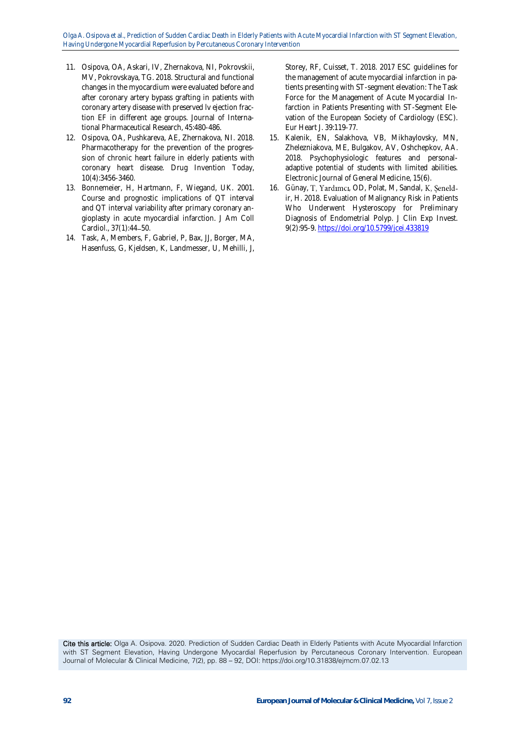11. Osipova, OA, Askari, IV, Zhernakova, NI, Pokrovskii, MV, Pokrovskaya, TG. 2018. Structural and functional changes in the myocardium were evaluated before and after coronary artery bypass grafting in patients with coronary artery disease with preserved lv ejection fraction EF in different age groups. Journal of International Pharmaceutical Research, 45:480-486.
12. Osipova, OA, Pushkareva, AE, Zhernakova, NI. 2018. Pharmacotherapy for the prevention of the progression of chronic heart failure in elderly patients with coronary heart disease. Drug Invention Today, 10(4):3456-3460.
13. Bonnemeier, H, Hartmann, F, Wiegand, UK. 2001. Course and prognostic implications of QT interval and QT interval variability after primary coronary angioplasty in acute myocardial infarction. J Am Coll Cardiol., 37(1):44–50.
14. Task, A, Members, F, Gabriel, P, Bax, JJ, Borger, MA, Hasenfuss, G, Kjeldsen, K, Landmesser, U, Mehilli, J, Storey, RF, Cuisset, T. 2018. 2017 ESC guidelines for the management of acute myocardial infarction in patients presenting with ST-segment elevation: The Task Force for the Management of Acute Myocardial Infarction in Patients Presenting with ST-Segment Elevation of the European Society of Cardiology (ESC). Eur Heart J. 39:119-77.
15. Kalenik, EN, Salakhova, VB, Mikhaylovsky, MN, Zhelezniakova, ME, Bulgakov, AV, Oshchepkov, AA. 2018. Psychophysiologic features and personal-adaptive potential of students with limited abilities. Electronic Journal of General Medicine, 15(6).
16. Günay, T, Yardımcı, OD, Polat, M, Sandal, K, Şeneldir, H. 2018. Evaluation of Malignancy Risk in Patients Who Underwent Hysteroscopy for Preliminary Diagnosis of Endometrial Polyp. J Clin Exp Invest. 9(2):95-9. https://doi.org/10.5799/jcei.433819

**Cite this article:** Olga A. Osipova. 2020. Prediction of Sudden Cardiac Death in Elderly Patients with Acute Myocardial Infarction with ST Segment Elevation, Having Undergone Myocardial Reperfusion by Percutaneous Coronary Intervention. European Journal of Molecular & Clinical Medicine, 7(2), pp. 88 – 92, DOI: https://doi.org/10.31838/ejmcm.07.02.13